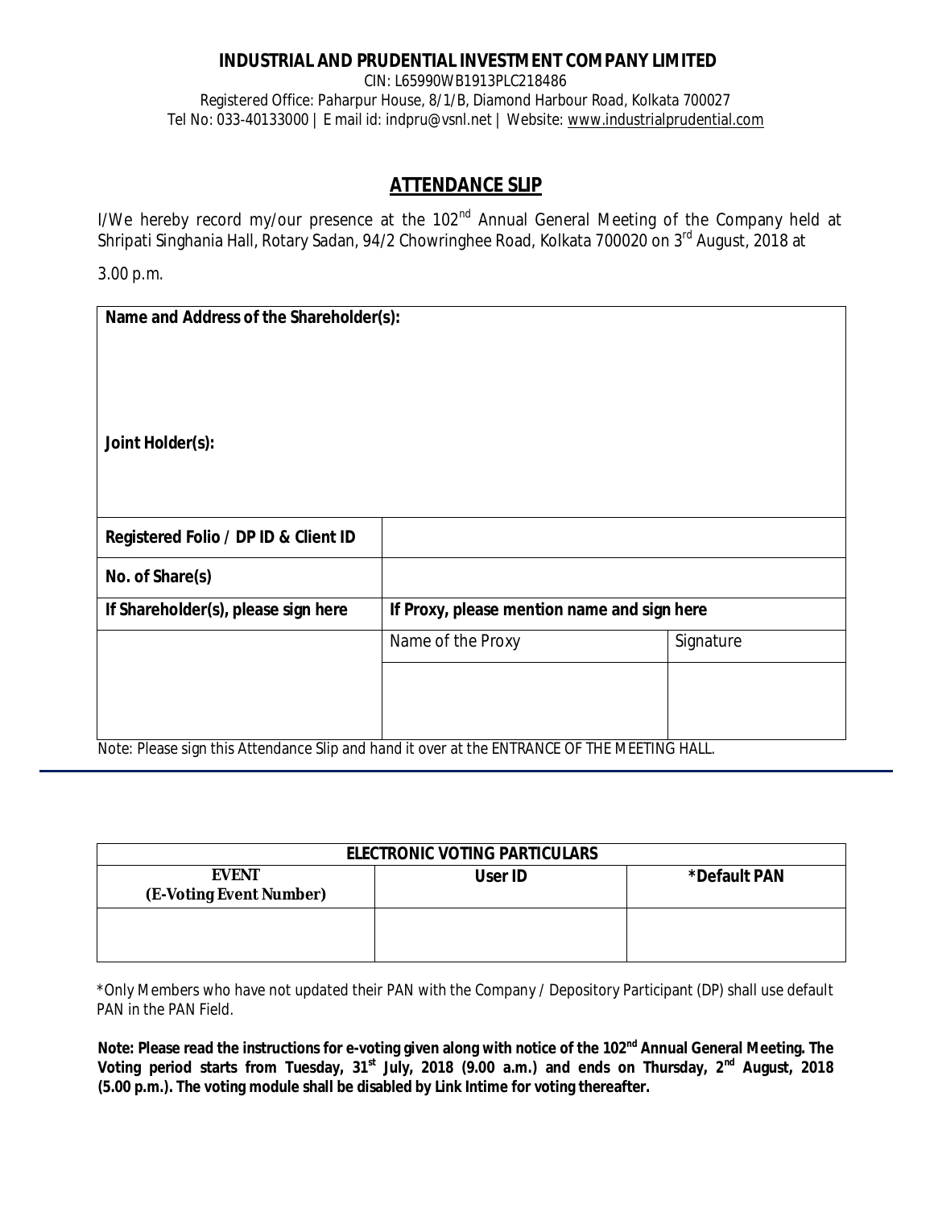**INDUSTRIAL AND PRUDENTIAL INVESTMENT COMPANY LIMITED**

CIN: L65990WB1913PLC218486

Registered Office: Paharpur House, 8/1/B, Diamond Harbour Road, Kolkata 700027

Tel No: 033-40133000 | E mail id: indpru@vsnl.net | Website: www.industrialprudential.com

## ATTENDANCE SLIP

I/We hereby record my/our presence at the 102nd Annual General Meeting of the Company held at Shripati Singhania Hall, Rotary Sadan, 94/2 Chowringhee Road, Kolkata 700020 on 3rd August, 2018 at 3.00 p.m.

| **Name and Address of the Shareholder(s):**<br><br><br><br>**Joint Holder(s):** | | |
|---|---|---|
| **Registered Folio / DP ID & Client ID** | | |
| **No. of Share(s)** | | |
| **If Shareholder(s), please sign here** | **If Proxy, please mention name and sign here** | |
| | Name of the Proxy | Signature |
| | | |

Note: Please sign this Attendance Slip and hand it over at the ENTRANCE OF THE MEETING HALL.

| **ELECTRONIC VOTING PARTICULARS** | | |
|---|---|---|
| **EVENT (E-Voting Event Number)** | **User ID** | **\*Default PAN** |
| | | |

*Only Members who have not updated their PAN with the Company / Depository Participant (DP) shall use default PAN in the PAN Field.

**Note: Please read the instructions for e-voting given along with notice of the 102nd Annual General Meeting. The Voting period starts from Tuesday, 31st July, 2018 (9.00 a.m.) and ends on Thursday, 2nd August, 2018 (5.00 p.m.). The voting module shall be disabled by Link Intime for voting thereafter.**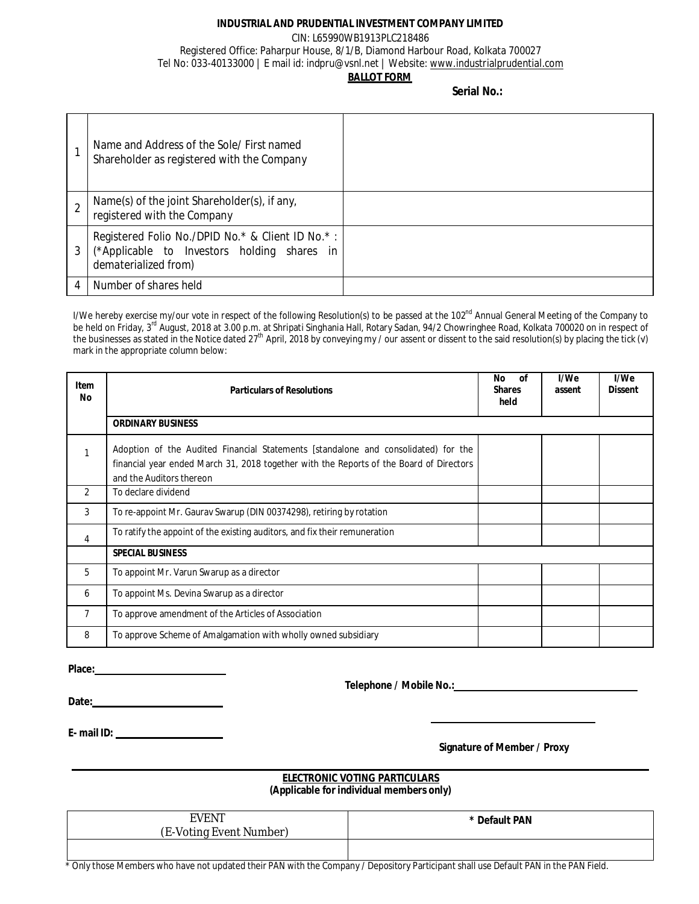**INDUSTRIAL AND PRUDENTIAL INVESTMENT COMPANY LIMITED**

CIN: L65990WB1913PLC218486

Registered Office: Paharpur House, 8/1/B, Diamond Harbour Road, Kolkata 700027

Tel No: 033-40133000 | E mail id: indpru@vsnl.net | Website: www.industrialprudential.com

**BALLOT FORM**

**Serial No.:**

| | | |
|---|---|---|
| 1 | Name and Address of the Sole/ First named Shareholder as registered with the Company | |
| 2 | Name(s) of the joint Shareholder(s), if any, registered with the Company | |
| 3 | Registered Folio No./DPID No.* & Client ID No.* : (*Applicable to Investors holding shares in dematerialized from) | |
| 4 | Number of shares held | |

I/We hereby exercise my/our vote in respect of the following Resolution(s) to be passed at the 102nd Annual General Meeting of the Company to be held on Friday, 3rd August, 2018 at 3.00 p.m. at Shripati Singhania Hall, Rotary Sadan, 94/2 Chowringhee Road, Kolkata 700020 on in respect of the businesses as stated in the Notice dated 27th April, 2018 by conveying my / our assent or dissent to the said resolution(s) by placing the tick (v) mark in the appropriate column below:

| Item No | Particulars of Resolutions | No of Shares held | I/We assent | I/We Dissent |
|---|---|---|---|---|
| | **ORDINARY BUSINESS** | | | |
| 1 | Adoption of the Audited Financial Statements [standalone and consolidated) for the financial year ended March 31, 2018 together with the Reports of the Board of Directors and the Auditors thereon | | | |
| 2 | To declare dividend | | | |
| 3 | To re-appoint Mr. Gaurav Swarup (DIN 00374298), retiring by rotation | | | |
| 4 | To ratify the appoint of the existing auditors, and fix their remuneration | | | |
| | **SPECIAL BUSINESS** | | | |
| 5 | To appoint Mr. Varun Swarup as a director | | | |
| 6 | To appoint Ms. Devina Swarup as a director | | | |
| 7 | To approve amendment of the Articles of Association | | | |
| 8 | To approve Scheme of Amalgamation with wholly owned subsidiary | | | |

**Place:** ____________________

**Telephone / Mobile No.:** ____________________

**Date:** ____________________

**E- mail ID:** ____________________

____________________

**Signature of Member / Proxy**

**ELECTRONIC VOTING PARTICULARS**
**(Applicable for individual members only)**

| EVENT (E-Voting Event Number) | * Default PAN |
|---|---|
| | |

* Only those Members who have not updated their PAN with the Company / Depository Participant shall use Default PAN in the PAN Field.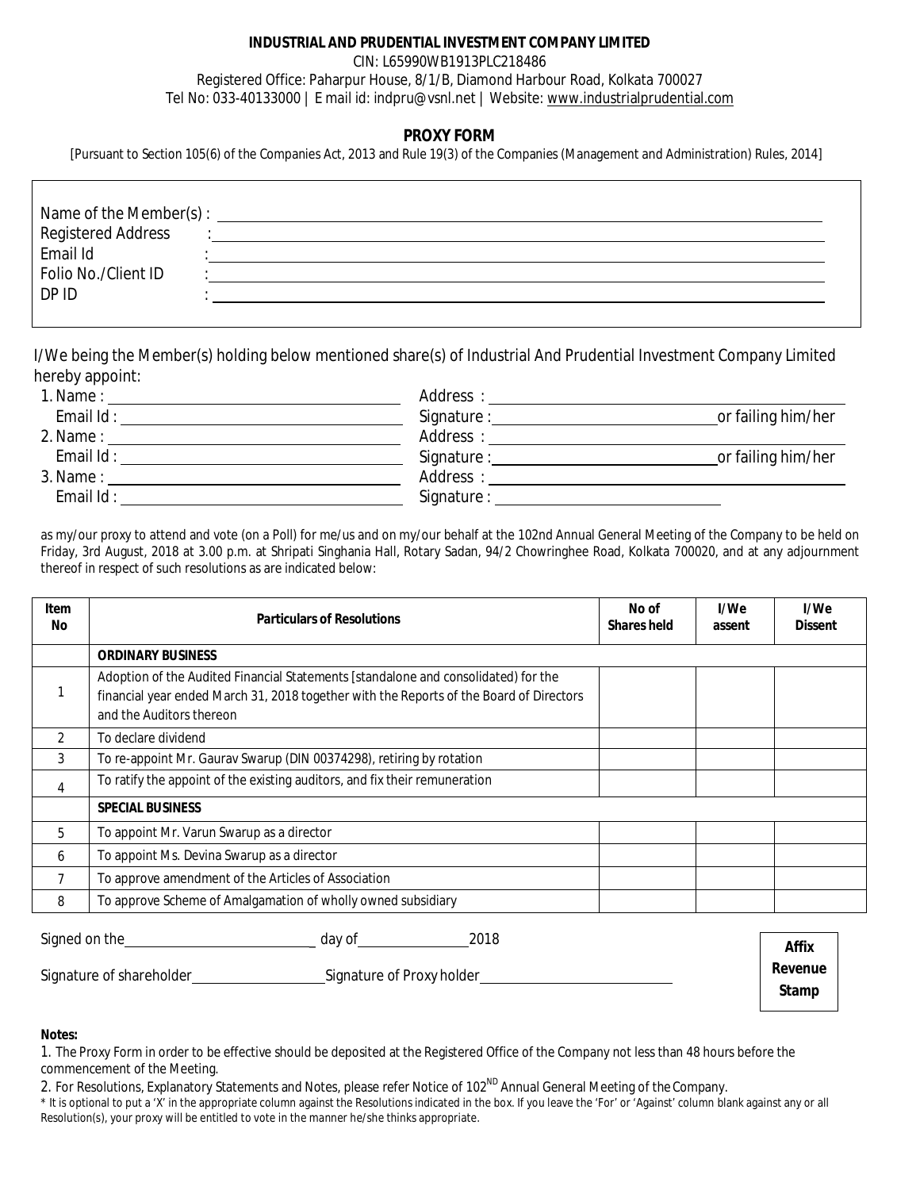**INDUSTRIAL AND PRUDENTIAL INVESTMENT COMPANY LIMITED**

CIN: L65990WB1913PLC218486

Registered Office: Paharpur House, 8/1/B, Diamond Harbour Road, Kolkata 700027

Tel No: 033-40133000 | E mail id: indpru@vsnl.net | Website: www.industrialprudential.com

## PROXY FORM

[Pursuant to Section 105(6) of the Companies Act, 2013 and Rule 19(3) of the Companies (Management and Administration) Rules, 2014]

Name of the Member(s) : ______________________________

Registered Address : ______________________________

Email Id : ______________________________

Folio No./Client ID : ______________________________

DP ID : ______________________________

I/We being the Member(s) holding below mentioned share(s) of Industrial And Prudential Investment Company Limited hereby appoint:

1. Name : ____________________ Address : ____________________
   Email Id : ____________________ Signature : ____________________ or failing him/her
2. Name : ____________________ Address : ____________________
   Email Id : ____________________ Signature : ____________________ or failing him/her
3. Name : ____________________ Address : ____________________
   Email Id : ____________________ Signature : ____________________

as my/our proxy to attend and vote (on a Poll) for me/us and on my/our behalf at the 102nd Annual General Meeting of the Company to be held on Friday, 3rd August, 2018 at 3.00 p.m. at Shripati Singhania Hall, Rotary Sadan, 94/2 Chowringhee Road, Kolkata 700020, and at any adjournment thereof in respect of such resolutions as are indicated below:

| Item No | Particulars of Resolutions | No of Shares held | I/We assent | I/We Dissent |
|---|---|---|---|---|
| | **ORDINARY BUSINESS** | | | |
| 1 | Adoption of the Audited Financial Statements [standalone and consolidated) for the financial year ended March 31, 2018 together with the Reports of the Board of Directors and the Auditors thereon | | | |
| 2 | To declare dividend | | | |
| 3 | To re-appoint Mr. Gaurav Swarup (DIN 00374298), retiring by rotation | | | |
| 4 | To ratify the appoint of the existing auditors, and fix their remuneration | | | |
| | **SPECIAL BUSINESS** | | | |
| 5 | To appoint Mr. Varun Swarup as a director | | | |
| 6 | To appoint Ms. Devina Swarup as a director | | | |
| 7 | To approve amendment of the Articles of Association | | | |
| 8 | To approve Scheme of Amalgamation of wholly owned subsidiary | | | |

Signed on the ____________________ day of ____________ 2018

Signature of shareholder ____________ Signature of Proxy holder ____________________

**Affix Revenue Stamp**

**Notes:**

1. The Proxy Form in order to be effective should be deposited at the Registered Office of the Company not less than 48 hours before the commencement of the Meeting.
2. For Resolutions, Explanatory Statements and Notes, please refer Notice of 102ND Annual General Meeting of the Company.

* It is optional to put a 'X' in the appropriate column against the Resolutions indicated in the box. If you leave the 'For' or 'Against' column blank against any or all Resolution(s), your proxy will be entitled to vote in the manner he/she thinks appropriate.